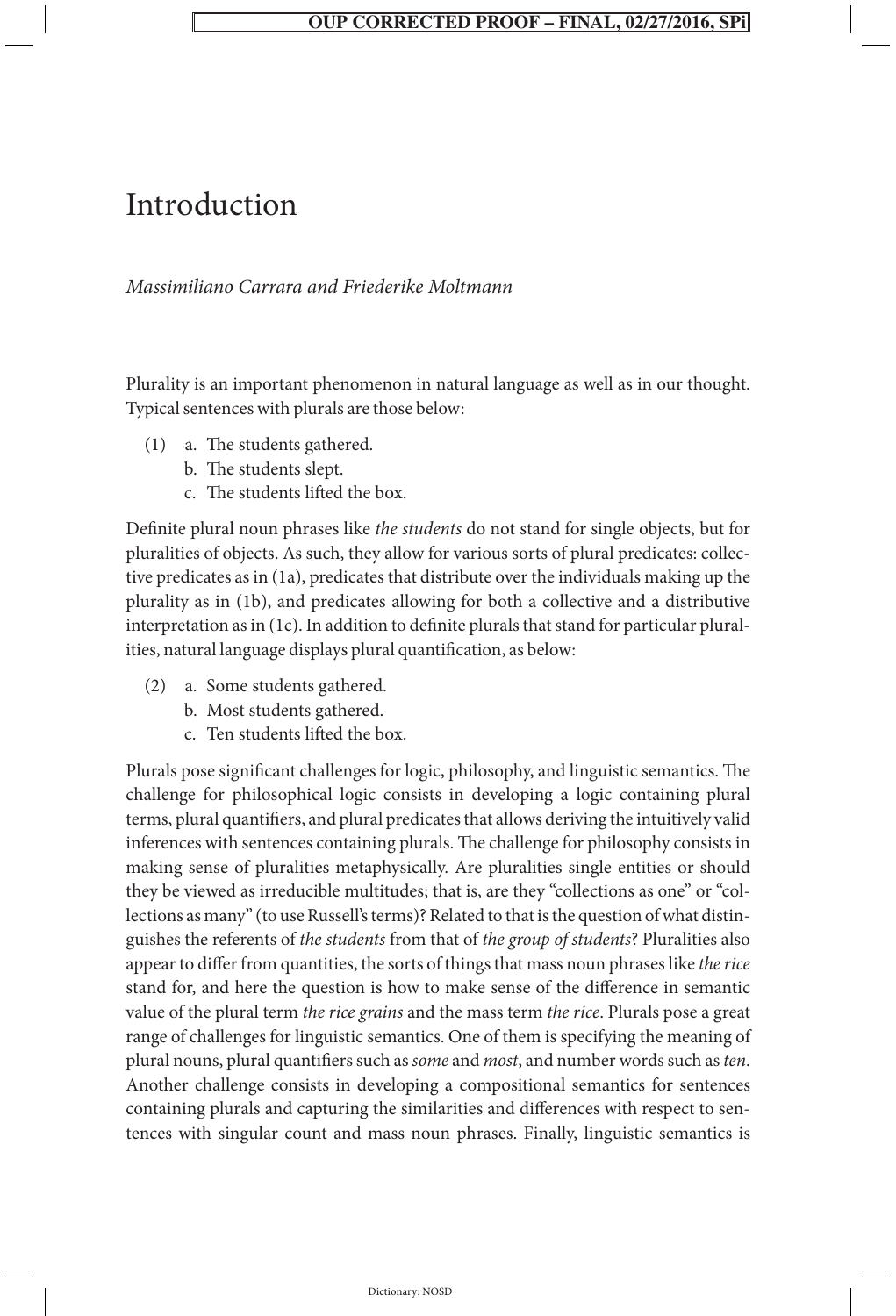# Introduction

*Massimiliano Carrara and Friederike Moltmann*

Plurality is an important phenomenon in natural language as well as in our thought. Typical sentences with plurals are those below:

(1) a. The students gathered.
    b. The students slept.
    c. The students lifted the box.

Definite plural noun phrases like *the students* do not stand for single objects, but for pluralities of objects. As such, they allow for various sorts of plural predicates: collective predicates as in (1a), predicates that distribute over the individuals making up the plurality as in (1b), and predicates allowing for both a collective and a distributive interpretation as in (1c). In addition to definite plurals that stand for particular pluralities, natural language displays plural quantification, as below:

(2) a. Some students gathered.
    b. Most students gathered.
    c. Ten students lifted the box.

Plurals pose significant challenges for logic, philosophy, and linguistic semantics. The challenge for philosophical logic consists in developing a logic containing plural terms, plural quantifiers, and plural predicates that allows deriving the intuitively valid inferences with sentences containing plurals. The challenge for philosophy consists in making sense of pluralities metaphysically. Are pluralities single entities or should they be viewed as irreducible multitudes; that is, are they "collections as one" or "collections as many" (to use Russell's terms)? Related to that is the question of what distinguishes the referents of *the students* from that of *the group of students*? Pluralities also appear to differ from quantities, the sorts of things that mass noun phrases like *the rice* stand for, and here the question is how to make sense of the difference in semantic value of the plural term *the rice grains* and the mass term *the rice*. Plurals pose a great range of challenges for linguistic semantics. One of them is specifying the meaning of plural nouns, plural quantifiers such as *some* and *most*, and number words such as *ten*. Another challenge consists in developing a compositional semantics for sentences containing plurals and capturing the similarities and differences with respect to sentences with singular count and mass noun phrases. Finally, linguistic semantics is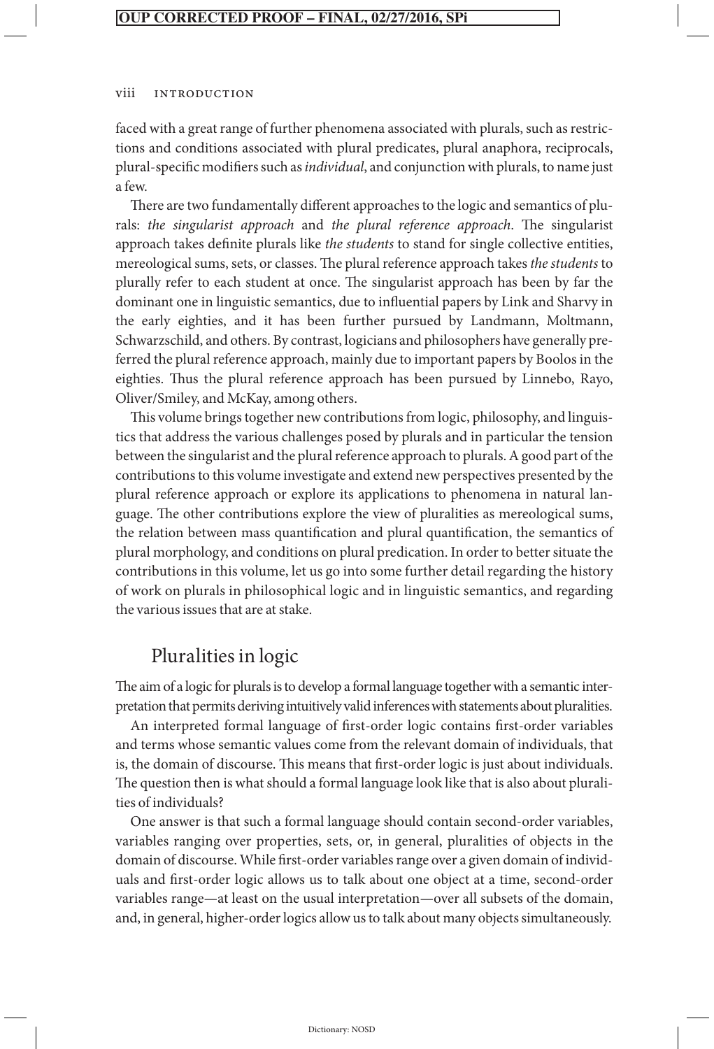faced with a great range of further phenomena associated with plurals, such as restrictions and conditions associated with plural predicates, plural anaphora, reciprocals, plural-specific modifiers such as *individual*, and conjunction with plurals, to name just a few.

There are two fundamentally different approaches to the logic and semantics of plurals: *the singularist approach* and *the plural reference approach*. The singularist approach takes definite plurals like *the students* to stand for single collective entities, mereological sums, sets, or classes. The plural reference approach takes *the students* to plurally refer to each student at once. The singularist approach has been by far the dominant one in linguistic semantics, due to influential papers by Link and Sharvy in the early eighties, and it has been further pursued by Landmann, Moltmann, Schwarzschild, and others. By contrast, logicians and philosophers have generally preferred the plural reference approach, mainly due to important papers by Boolos in the eighties. Thus the plural reference approach has been pursued by Linnebo, Rayo, Oliver/Smiley, and McKay, among others.

This volume brings together new contributions from logic, philosophy, and linguistics that address the various challenges posed by plurals and in particular the tension between the singularist and the plural reference approach to plurals. A good part of the contributions to this volume investigate and extend new perspectives presented by the plural reference approach or explore its applications to phenomena in natural language. The other contributions explore the view of pluralities as mereological sums, the relation between mass quantification and plural quantification, the semantics of plural morphology, and conditions on plural predication. In order to better situate the contributions in this volume, let us go into some further detail regarding the history of work on plurals in philosophical logic and in linguistic semantics, and regarding the various issues that are at stake.

## Pluralities in logic

The aim of a logic for plurals is to develop a formal language together with a semantic interpretation that permits deriving intuitively valid inferences with statements about pluralities.

An interpreted formal language of first-order logic contains first-order variables and terms whose semantic values come from the relevant domain of individuals, that is, the domain of discourse. This means that first-order logic is just about individuals. The question then is what should a formal language look like that is also about pluralities of individuals?

One answer is that such a formal language should contain second-order variables, variables ranging over properties, sets, or, in general, pluralities of objects in the domain of discourse. While first-order variables range over a given domain of individuals and first-order logic allows us to talk about one object at a time, second-order variables range—at least on the usual interpretation—over all subsets of the domain, and, in general, higher-order logics allow us to talk about many objects simultaneously.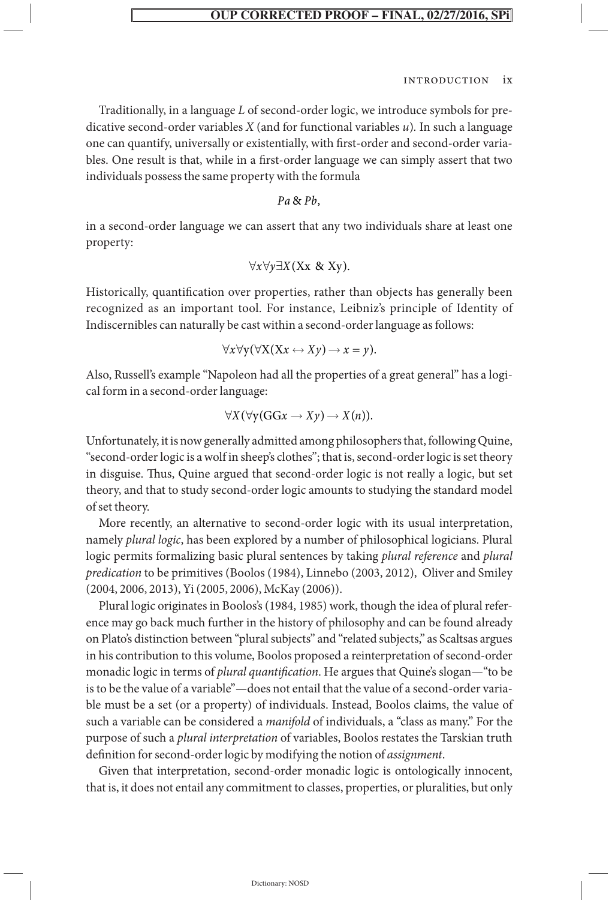Traditionally, in a language *L* of second-order logic, we introduce symbols for predicative second-order variables *X* (and for functional variables *u*). In such a language one can quantify, universally or existentially, with first-order and second-order variables. One result is that, while in a first-order language we can simply assert that two individuals possess the same property with the formula

$$Pa \,\&\, Pb,$$

in a second-order language we can assert that any two individuals share at least one property:

$$\forall x \forall y \exists X(\mathrm{Xx}\ \&\ \mathrm{Xy}).$$

Historically, quantification over properties, rather than objects has generally been recognized as an important tool. For instance, Leibniz's principle of Identity of Indiscernibles can naturally be cast within a second-order language as follows:

$$\forall x \forall \mathrm{y}(\forall \mathrm{X}(\mathrm{X}x \leftrightarrow Xy) \rightarrow x = y).$$

Also, Russell's example "Napoleon had all the properties of a great general" has a logical form in a second-order language:

$$\forall X(\forall \mathrm{y}(\mathrm{GG}x \rightarrow Xy) \rightarrow X(n)).$$

Unfortunately, it is now generally admitted among philosophers that, following Quine, "second-order logic is a wolf in sheep's clothes"; that is, second-order logic is set theory in disguise. Thus, Quine argued that second-order logic is not really a logic, but set theory, and that to study second-order logic amounts to studying the standard model of set theory.

More recently, an alternative to second-order logic with its usual interpretation, namely *plural logic*, has been explored by a number of philosophical logicians. Plural logic permits formalizing basic plural sentences by taking *plural reference* and *plural predication* to be primitives (Boolos (1984), Linnebo (2003, 2012), Oliver and Smiley (2004, 2006, 2013), Yi (2005, 2006), McKay (2006)).

Plural logic originates in Boolos's (1984, 1985) work, though the idea of plural reference may go back much further in the history of philosophy and can be found already on Plato's distinction between "plural subjects" and "related subjects," as Scaltsas argues in his contribution to this volume, Boolos proposed a reinterpretation of second-order monadic logic in terms of *plural quantification*. He argues that Quine's slogan—"to be is to be the value of a variable"—does not entail that the value of a second-order variable must be a set (or a property) of individuals. Instead, Boolos claims, the value of such a variable can be considered a *manifold* of individuals, a "class as many." For the purpose of such a *plural interpretation* of variables, Boolos restates the Tarskian truth definition for second-order logic by modifying the notion of *assignment*.

Given that interpretation, second-order monadic logic is ontologically innocent, that is, it does not entail any commitment to classes, properties, or pluralities, but only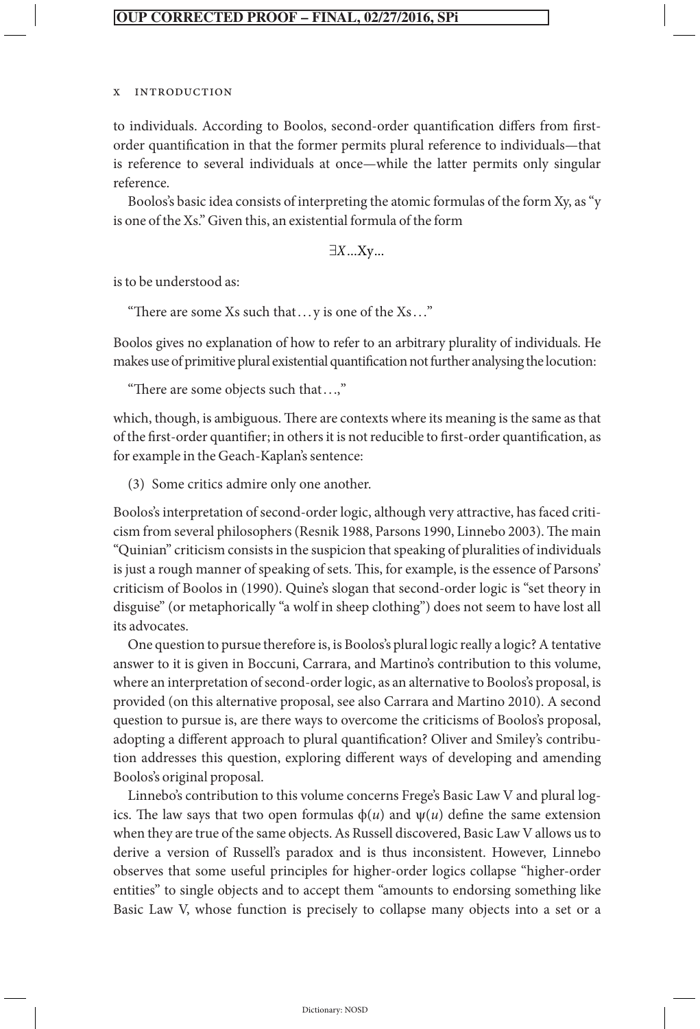to individuals. According to Boolos, second-order quantification differs from first-order quantification in that the former permits plural reference to individuals—that is reference to several individuals at once—while the latter permits only singular reference.

Boolos's basic idea consists of interpreting the atomic formulas of the form Xy, as "y is one of the Xs." Given this, an existential formula of the form

$$\exists X \ldots Xy \ldots$$

is to be understood as:

"There are some Xs such that ... y is one of the Xs ..."

Boolos gives no explanation of how to refer to an arbitrary plurality of individuals. He makes use of primitive plural existential quantification not further analysing the locution:

"There are some objects such that ...,"

which, though, is ambiguous. There are contexts where its meaning is the same as that of the first-order quantifier; in others it is not reducible to first-order quantification, as for example in the Geach-Kaplan's sentence:

(3) Some critics admire only one another.

Boolos's interpretation of second-order logic, although very attractive, has faced criticism from several philosophers (Resnik 1988, Parsons 1990, Linnebo 2003). The main "Quinian" criticism consists in the suspicion that speaking of pluralities of individuals is just a rough manner of speaking of sets. This, for example, is the essence of Parsons' criticism of Boolos in (1990). Quine's slogan that second-order logic is "set theory in disguise" (or metaphorically "a wolf in sheep clothing") does not seem to have lost all its advocates.

One question to pursue therefore is, is Boolos's plural logic really a logic? A tentative answer to it is given in Boccuni, Carrara, and Martino's contribution to this volume, where an interpretation of second-order logic, as an alternative to Boolos's proposal, is provided (on this alternative proposal, see also Carrara and Martino 2010). A second question to pursue is, are there ways to overcome the criticisms of Boolos's proposal, adopting a different approach to plural quantification? Oliver and Smiley's contribution addresses this question, exploring different ways of developing and amending Boolos's original proposal.

Linnebo's contribution to this volume concerns Frege's Basic Law V and plural logics. The law says that two open formulas $\phi(u)$ and $\psi(u)$ define the same extension when they are true of the same objects. As Russell discovered, Basic Law V allows us to derive a version of Russell's paradox and is thus inconsistent. However, Linnebo observes that some useful principles for higher-order logics collapse "higher-order entities" to single objects and to accept them "amounts to endorsing something like Basic Law V, whose function is precisely to collapse many objects into a set or a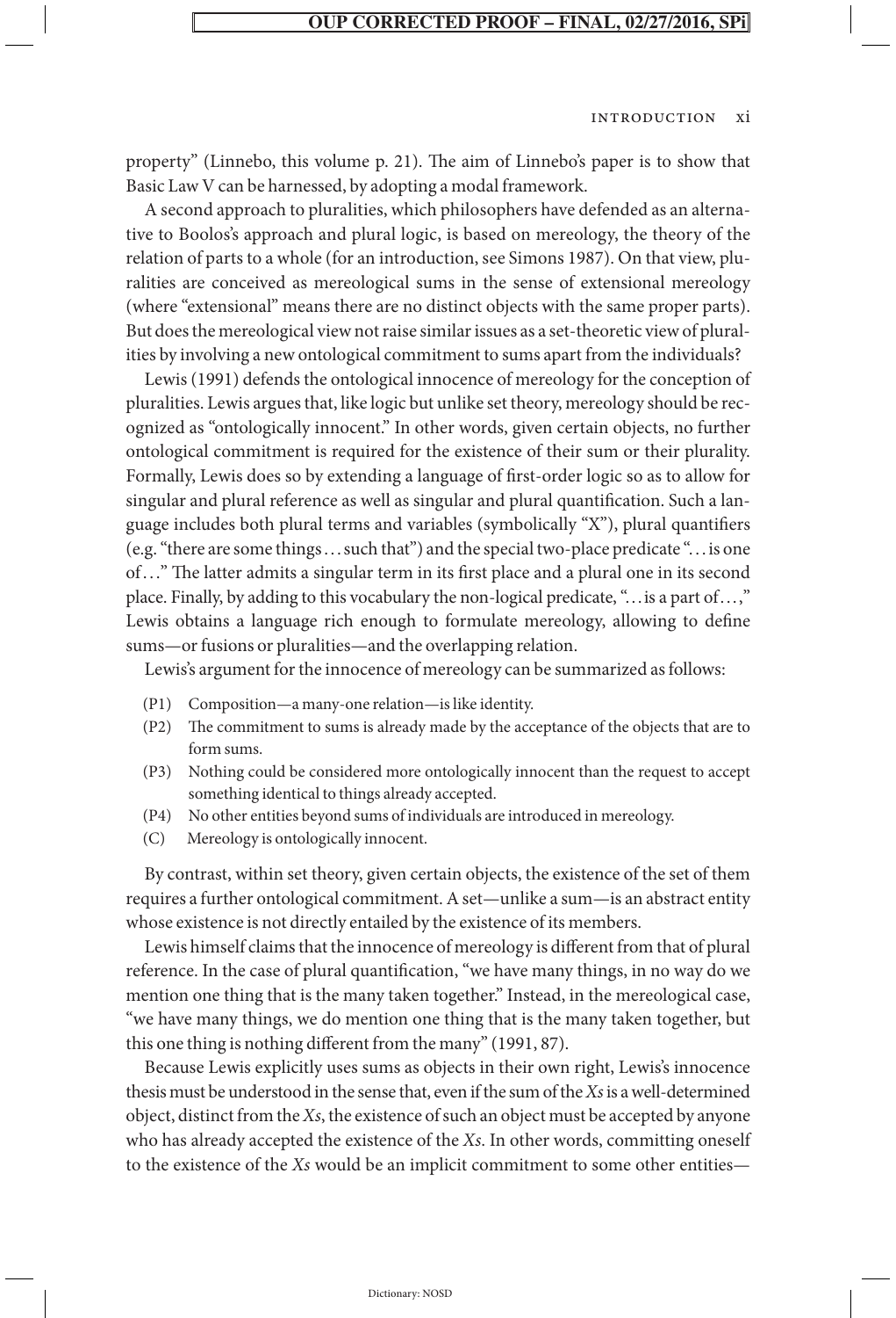property" (Linnebo, this volume p. 21). The aim of Linnebo's paper is to show that Basic Law V can be harnessed, by adopting a modal framework.

A second approach to pluralities, which philosophers have defended as an alternative to Boolos's approach and plural logic, is based on mereology, the theory of the relation of parts to a whole (for an introduction, see Simons 1987). On that view, pluralities are conceived as mereological sums in the sense of extensional mereology (where "extensional" means there are no distinct objects with the same proper parts). But does the mereological view not raise similar issues as a set-theoretic view of pluralities by involving a new ontological commitment to sums apart from the individuals?

Lewis (1991) defends the ontological innocence of mereology for the conception of pluralities. Lewis argues that, like logic but unlike set theory, mereology should be recognized as "ontologically innocent." In other words, given certain objects, no further ontological commitment is required for the existence of their sum or their plurality. Formally, Lewis does so by extending a language of first-order logic so as to allow for singular and plural reference as well as singular and plural quantification. Such a language includes both plural terms and variables (symbolically "X"), plural quantifiers (e.g. "there are some things . . . such that") and the special two-place predicate ". . . is one of . . ." The latter admits a singular term in its first place and a plural one in its second place. Finally, by adding to this vocabulary the non-logical predicate, ". . . is a part of . . . ," Lewis obtains a language rich enough to formulate mereology, allowing to define sums—or fusions or pluralities—and the overlapping relation.

Lewis's argument for the innocence of mereology can be summarized as follows:

(P1) Composition—a many-one relation—is like identity.

(P2) The commitment to sums is already made by the acceptance of the objects that are to form sums.

(P3) Nothing could be considered more ontologically innocent than the request to accept something identical to things already accepted.

(P4) No other entities beyond sums of individuals are introduced in mereology.

(C) Mereology is ontologically innocent.

By contrast, within set theory, given certain objects, the existence of the set of them requires a further ontological commitment. A set—unlike a sum—is an abstract entity whose existence is not directly entailed by the existence of its members.

Lewis himself claims that the innocence of mereology is different from that of plural reference. In the case of plural quantification, "we have many things, in no way do we mention one thing that is the many taken together." Instead, in the mereological case, "we have many things, we do mention one thing that is the many taken together, but this one thing is nothing different from the many" (1991, 87).

Because Lewis explicitly uses sums as objects in their own right, Lewis's innocence thesis must be understood in the sense that, even if the sum of the *Xs* is a well-determined object, distinct from the *Xs*, the existence of such an object must be accepted by anyone who has already accepted the existence of the *Xs*. In other words, committing oneself to the existence of the *Xs* would be an implicit commitment to some other entities—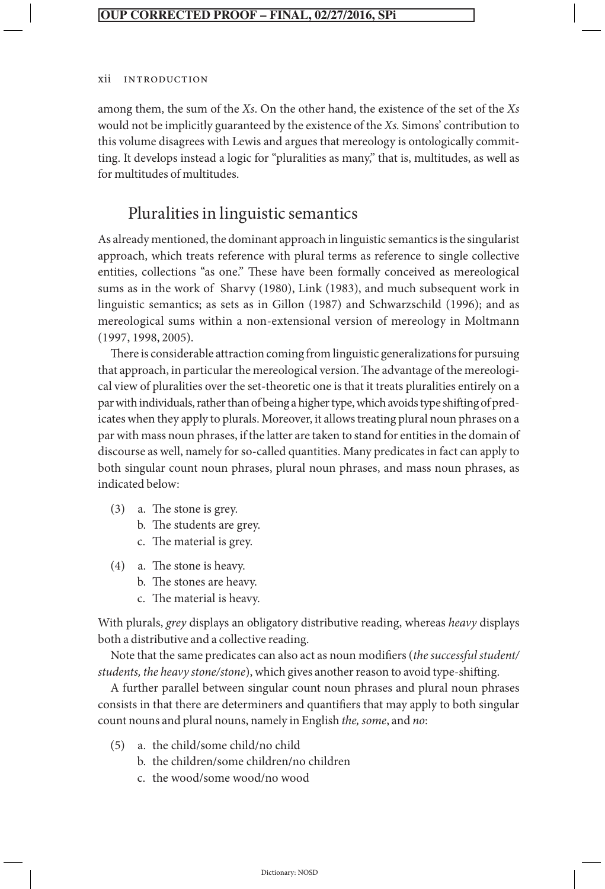among them, the sum of the *Xs*. On the other hand, the existence of the set of the *Xs* would not be implicitly guaranteed by the existence of the *Xs.* Simons' contribution to this volume disagrees with Lewis and argues that mereology is ontologically committing. It develops instead a logic for "pluralities as many," that is, multitudes, as well as for multitudes of multitudes.

## Pluralities in linguistic semantics

As already mentioned, the dominant approach in linguistic semantics is the singularist approach, which treats reference with plural terms as reference to single collective entities, collections "as one." These have been formally conceived as mereological sums as in the work of Sharvy (1980), Link (1983), and much subsequent work in linguistic semantics; as sets as in Gillon (1987) and Schwarzschild (1996); and as mereological sums within a non-extensional version of mereology in Moltmann (1997, 1998, 2005).

There is considerable attraction coming from linguistic generalizations for pursuing that approach, in particular the mereological version. The advantage of the mereological view of pluralities over the set-theoretic one is that it treats pluralities entirely on a par with individuals, rather than of being a higher type, which avoids type shifting of predicates when they apply to plurals. Moreover, it allows treating plural noun phrases on a par with mass noun phrases, if the latter are taken to stand for entities in the domain of discourse as well, namely for so-called quantities. Many predicates in fact can apply to both singular count noun phrases, plural noun phrases, and mass noun phrases, as indicated below:

(3) a. The stone is grey.
  b. The students are grey.
  c. The material is grey.

(4) a. The stone is heavy.
  b. The stones are heavy.
  c. The material is heavy.

With plurals, *grey* displays an obligatory distributive reading, whereas *heavy* displays both a distributive and a collective reading.

Note that the same predicates can also act as noun modifiers (*the successful student/students, the heavy stone/stone*), which gives another reason to avoid type-shifting.

A further parallel between singular count noun phrases and plural noun phrases consists in that there are determiners and quantifiers that may apply to both singular count nouns and plural nouns, namely in English *the, some*, and *no*:

(5) a. the child/some child/no child
  b. the children/some children/no children
  c. the wood/some wood/no wood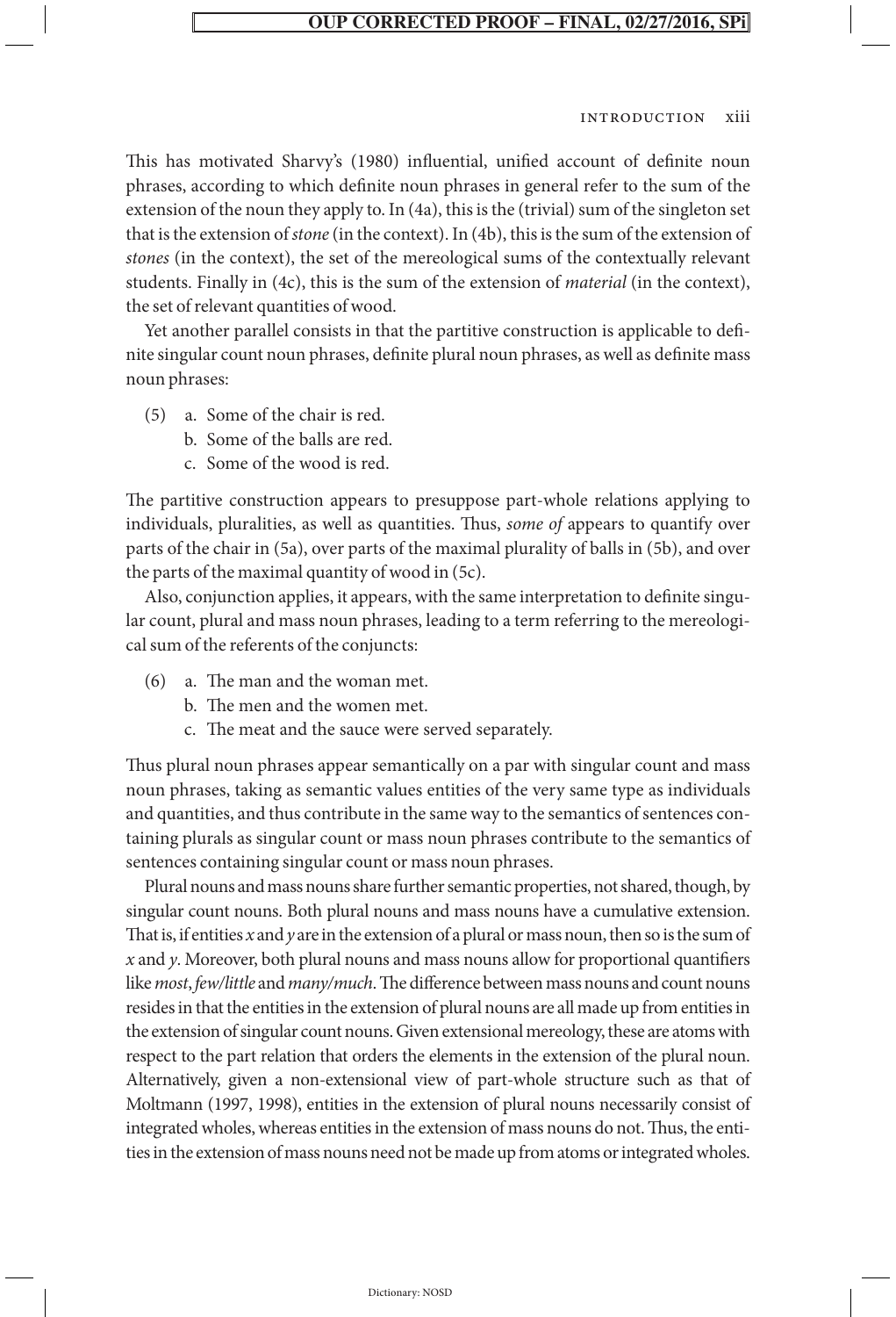This has motivated Sharvy's (1980) influential, unified account of definite noun phrases, according to which definite noun phrases in general refer to the sum of the extension of the noun they apply to. In (4a), this is the (trivial) sum of the singleton set that is the extension of *stone* (in the context). In (4b), this is the sum of the extension of *stones* (in the context), the set of the mereological sums of the contextually relevant students. Finally in (4c), this is the sum of the extension of *material* (in the context), the set of relevant quantities of wood.

Yet another parallel consists in that the partitive construction is applicable to definite singular count noun phrases, definite plural noun phrases, as well as definite mass noun phrases:

(5) a. Some of the chair is red.
    b. Some of the balls are red.
    c. Some of the wood is red.

The partitive construction appears to presuppose part-whole relations applying to individuals, pluralities, as well as quantities. Thus, *some of* appears to quantify over parts of the chair in (5a), over parts of the maximal plurality of balls in (5b), and over the parts of the maximal quantity of wood in (5c).

Also, conjunction applies, it appears, with the same interpretation to definite singular count, plural and mass noun phrases, leading to a term referring to the mereological sum of the referents of the conjuncts:

(6) a. The man and the woman met.
    b. The men and the women met.
    c. The meat and the sauce were served separately.

Thus plural noun phrases appear semantically on a par with singular count and mass noun phrases, taking as semantic values entities of the very same type as individuals and quantities, and thus contribute in the same way to the semantics of sentences containing plurals as singular count or mass noun phrases contribute to the semantics of sentences containing singular count or mass noun phrases.

Plural nouns and mass nouns share further semantic properties, not shared, though, by singular count nouns. Both plural nouns and mass nouns have a cumulative extension. That is, if entities *x* and *y* are in the extension of a plural or mass noun, then so is the sum of *x* and *y*. Moreover, both plural nouns and mass nouns allow for proportional quantifiers like *most*, *few/little* and *many/much*. The difference between mass nouns and count nouns resides in that the entities in the extension of plural nouns are all made up from entities in the extension of singular count nouns. Given extensional mereology, these are atoms with respect to the part relation that orders the elements in the extension of the plural noun. Alternatively, given a non-extensional view of part-whole structure such as that of Moltmann (1997, 1998), entities in the extension of plural nouns necessarily consist of integrated wholes, whereas entities in the extension of mass nouns do not. Thus, the entities in the extension of mass nouns need not be made up from atoms or integrated wholes.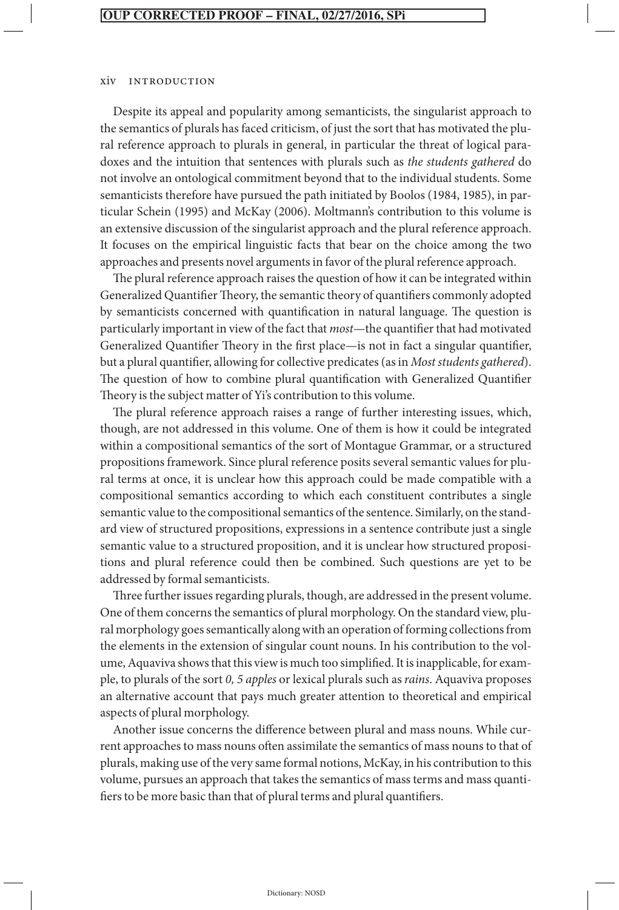Despite its appeal and popularity among semanticists, the singularist approach to the semantics of plurals has faced criticism, of just the sort that has motivated the plural reference approach to plurals in general, in particular the threat of logical paradoxes and the intuition that sentences with plurals such as *the students gathered* do not involve an ontological commitment beyond that to the individual students. Some semanticists therefore have pursued the path initiated by Boolos (1984, 1985), in particular Schein (1995) and McKay (2006). Moltmann's contribution to this volume is an extensive discussion of the singularist approach and the plural reference approach. It focuses on the empirical linguistic facts that bear on the choice among the two approaches and presents novel arguments in favor of the plural reference approach.

The plural reference approach raises the question of how it can be integrated within Generalized Quantifier Theory, the semantic theory of quantifiers commonly adopted by semanticists concerned with quantification in natural language. The question is particularly important in view of the fact that *most*—the quantifier that had motivated Generalized Quantifier Theory in the first place—is not in fact a singular quantifier, but a plural quantifier, allowing for collective predicates (as in *Most students gathered*). The question of how to combine plural quantification with Generalized Quantifier Theory is the subject matter of Yi's contribution to this volume.

The plural reference approach raises a range of further interesting issues, which, though, are not addressed in this volume. One of them is how it could be integrated within a compositional semantics of the sort of Montague Grammar, or a structured propositions framework. Since plural reference posits several semantic values for plural terms at once, it is unclear how this approach could be made compatible with a compositional semantics according to which each constituent contributes a single semantic value to the compositional semantics of the sentence. Similarly, on the standard view of structured propositions, expressions in a sentence contribute just a single semantic value to a structured proposition, and it is unclear how structured propositions and plural reference could then be combined. Such questions are yet to be addressed by formal semanticists.

Three further issues regarding plurals, though, are addressed in the present volume. One of them concerns the semantics of plural morphology. On the standard view, plural morphology goes semantically along with an operation of forming collections from the elements in the extension of singular count nouns. In his contribution to the volume, Aquaviva shows that this view is much too simplified. It is inapplicable, for example, to plurals of the sort *0, 5 apples* or lexical plurals such as *rains*. Aquaviva proposes an alternative account that pays much greater attention to theoretical and empirical aspects of plural morphology.

Another issue concerns the difference between plural and mass nouns. While current approaches to mass nouns often assimilate the semantics of mass nouns to that of plurals, making use of the very same formal notions, McKay, in his contribution to this volume, pursues an approach that takes the semantics of mass terms and mass quantifiers to be more basic than that of plural terms and plural quantifiers.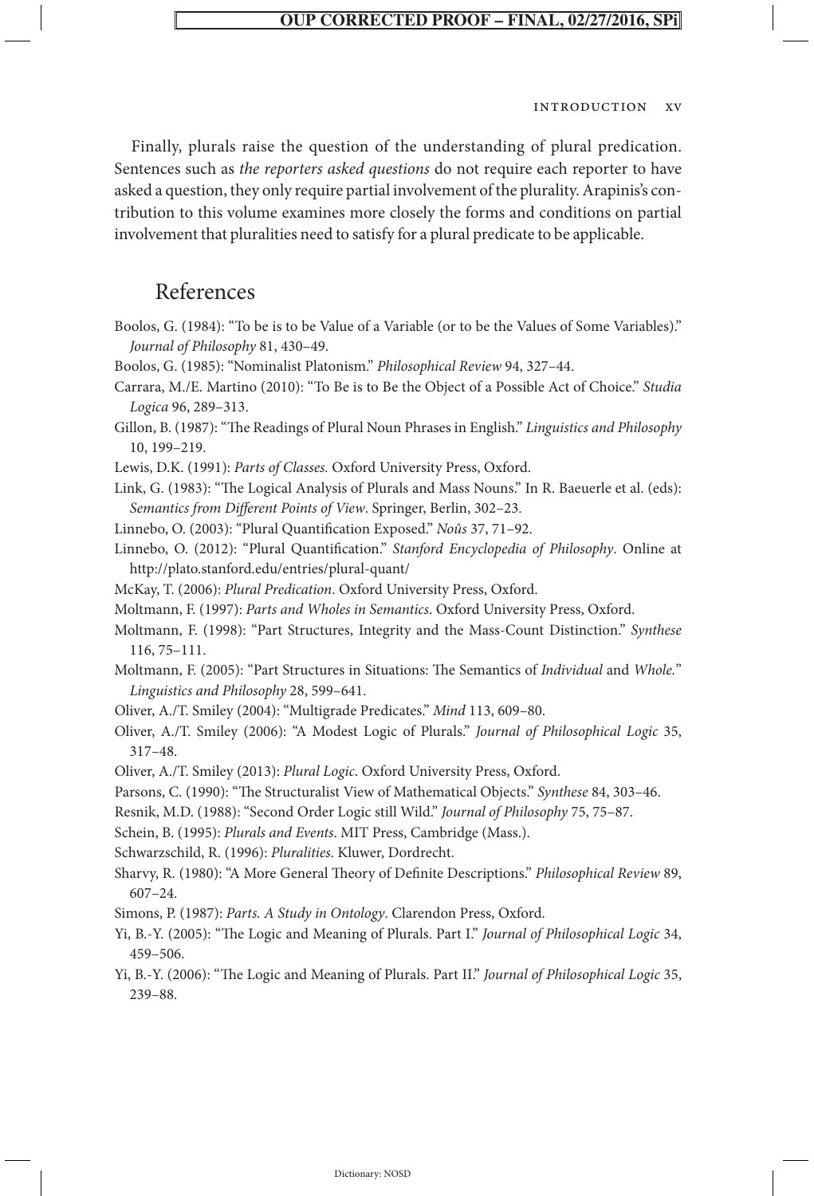Finally, plurals raise the question of the understanding of plural predication. Sentences such as *the reporters asked questions* do not require each reporter to have asked a question, they only require partial involvement of the plurality. Arapinis's contribution to this volume examines more closely the forms and conditions on partial involvement that pluralities need to satisfy for a plural predicate to be applicable.

## References

Boolos, G. (1984): "To be is to be Value of a Variable (or to be the Values of Some Variables)." *Journal of Philosophy* 81, 430–49.

Boolos, G. (1985): "Nominalist Platonism." *Philosophical Review* 94, 327–44.

Carrara, M./E. Martino (2010): "To Be is to Be the Object of a Possible Act of Choice." *Studia Logica* 96, 289–313.

Gillon, B. (1987): "The Readings of Plural Noun Phrases in English." *Linguistics and Philosophy* 10, 199–219.

Lewis, D.K. (1991): *Parts of Classes.* Oxford University Press, Oxford.

Link, G. (1983): "The Logical Analysis of Plurals and Mass Nouns." In R. Baeuerle et al. (eds): *Semantics from Different Points of View*. Springer, Berlin, 302–23.

Linnebo, O. (2003): "Plural Quantification Exposed." *Noûs* 37, 71–92.

Linnebo, O. (2012): "Plural Quantification." *Stanford Encyclopedia of Philosophy*. Online at http://plato.stanford.edu/entries/plural-quant/

McKay, T. (2006): *Plural Predication*. Oxford University Press, Oxford.

Moltmann, F. (1997): *Parts and Wholes in Semantics*. Oxford University Press, Oxford.

Moltmann, F. (1998): "Part Structures, Integrity and the Mass-Count Distinction." *Synthese* 116, 75–111.

Moltmann, F. (2005): "Part Structures in Situations: The Semantics of *Individual* and *Whole.*" *Linguistics and Philosophy* 28, 599–641.

Oliver, A./T. Smiley (2004): "Multigrade Predicates." *Mind* 113, 609–80.

Oliver, A./T. Smiley (2006): "A Modest Logic of Plurals." *Journal of Philosophical Logic* 35, 317–48.

Oliver, A./T. Smiley (2013): *Plural Logic*. Oxford University Press, Oxford.

Parsons, C. (1990): "The Structuralist View of Mathematical Objects." *Synthese* 84, 303–46.

Resnik, M.D. (1988): "Second Order Logic still Wild." *Journal of Philosophy* 75, 75–87.

Schein, B. (1995): *Plurals and Events*. MIT Press, Cambridge (Mass.).

Schwarzschild, R. (1996): *Pluralities*. Kluwer, Dordrecht.

Sharvy, R. (1980): "A More General Theory of Definite Descriptions." *Philosophical Review* 89, 607–24.

Simons, P. (1987): *Parts. A Study in Ontology*. Clarendon Press, Oxford.

Yi, B.-Y. (2005): "The Logic and Meaning of Plurals. Part I." *Journal of Philosophical Logic* 34, 459–506.

Yi, B.-Y. (2006): "The Logic and Meaning of Plurals. Part II." *Journal of Philosophical Logic* 35, 239–88.